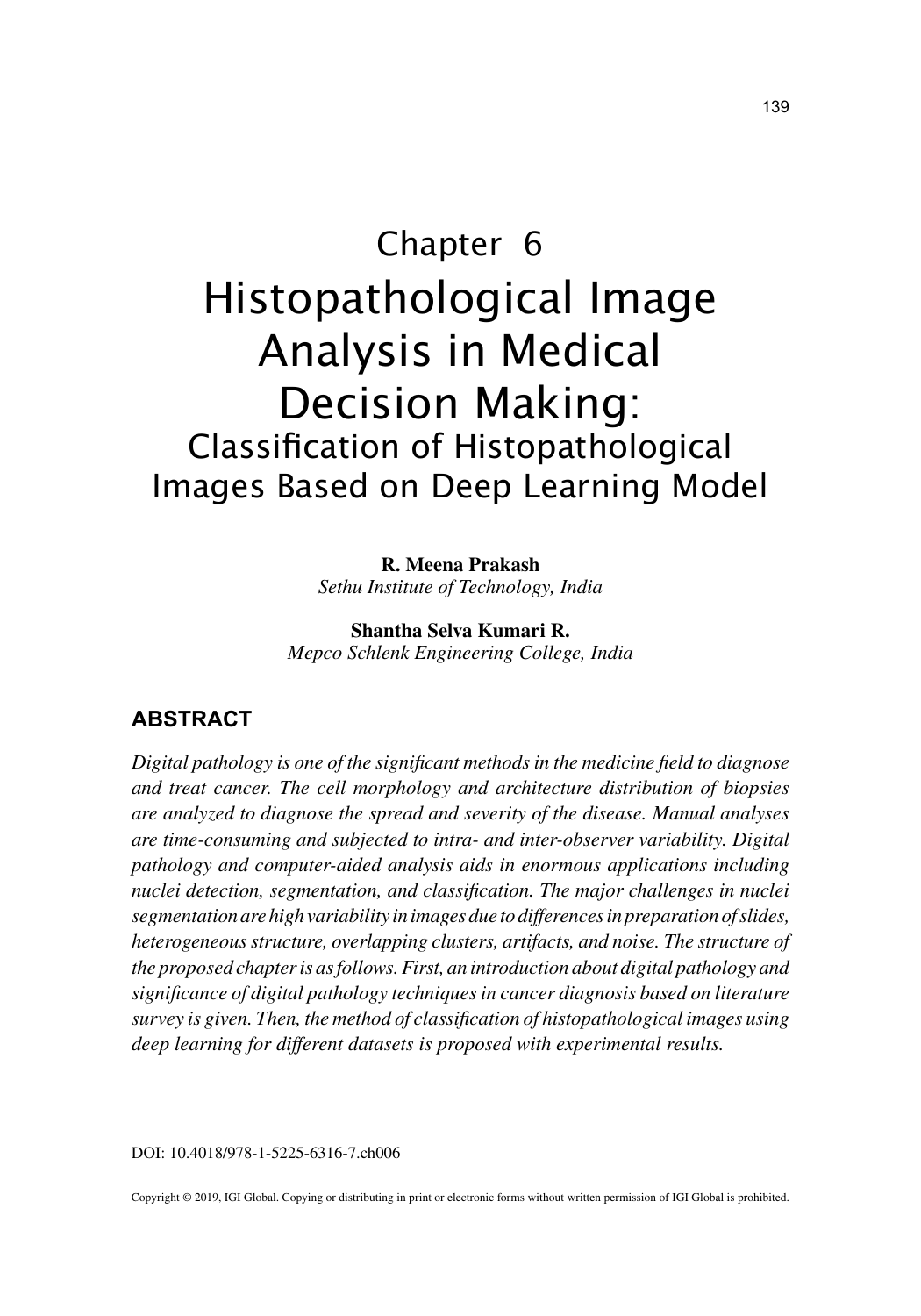# Chapter 6

# Histopathological Image Analysis in Medical Decision Making:

## Classification of Histopathological Images Based on Deep Learning Model

**R. Meena Prakash**
*Sethu Institute of Technology, India*

**Shantha Selva Kumari R.**
*Mepco Schlenk Engineering College, India*

## ABSTRACT

*Digital pathology is one of the significant methods in the medicine field to diagnose and treat cancer. The cell morphology and architecture distribution of biopsies are analyzed to diagnose the spread and severity of the disease. Manual analyses are time-consuming and subjected to intra- and inter-observer variability. Digital pathology and computer-aided analysis aids in enormous applications including nuclei detection, segmentation, and classification. The major challenges in nuclei segmentation are high variability in images due to differences in preparation of slides, heterogeneous structure, overlapping clusters, artifacts, and noise. The structure of the proposed chapter is as follows. First, an introduction about digital pathology and significance of digital pathology techniques in cancer diagnosis based on literature survey is given. Then, the method of classification of histopathological images using deep learning for different datasets is proposed with experimental results.*

DOI: 10.4018/978-1-5225-6316-7.ch006

Copyright © 2019, IGI Global. Copying or distributing in print or electronic forms without written permission of IGI Global is prohibited.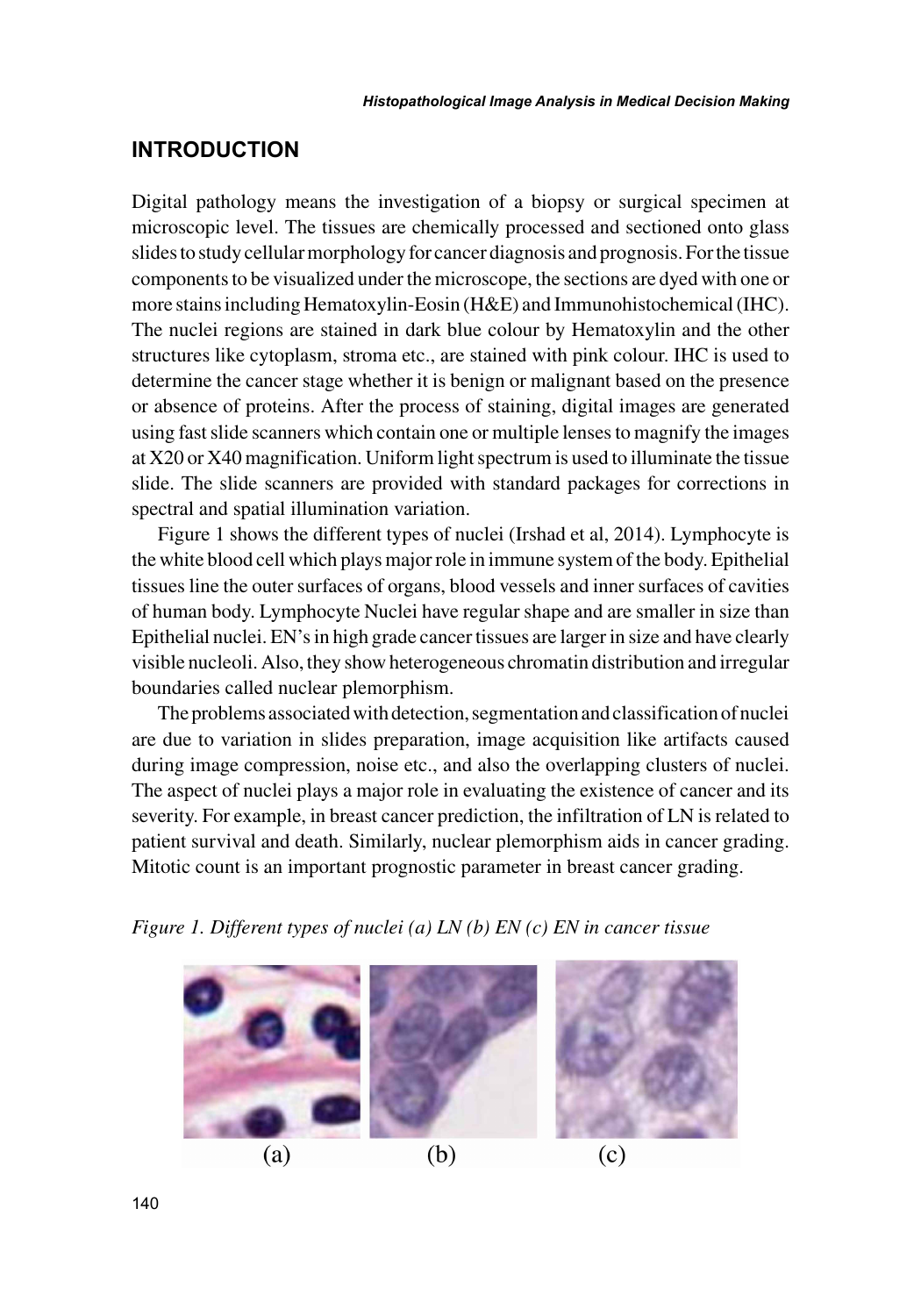## INTRODUCTION

Digital pathology means the investigation of a biopsy or surgical specimen at microscopic level. The tissues are chemically processed and sectioned onto glass slides to study cellular morphology for cancer diagnosis and prognosis. For the tissue components to be visualized under the microscope, the sections are dyed with one or more stains including Hematoxylin-Eosin (H&E) and Immunohistochemical (IHC). The nuclei regions are stained in dark blue colour by Hematoxylin and the other structures like cytoplasm, stroma etc., are stained with pink colour. IHC is used to determine the cancer stage whether it is benign or malignant based on the presence or absence of proteins. After the process of staining, digital images are generated using fast slide scanners which contain one or multiple lenses to magnify the images at X20 or X40 magnification. Uniform light spectrum is used to illuminate the tissue slide. The slide scanners are provided with standard packages for corrections in spectral and spatial illumination variation.

Figure 1 shows the different types of nuclei (Irshad et al, 2014). Lymphocyte is the white blood cell which plays major role in immune system of the body. Epithelial tissues line the outer surfaces of organs, blood vessels and inner surfaces of cavities of human body. Lymphocyte Nuclei have regular shape and are smaller in size than Epithelial nuclei. EN's in high grade cancer tissues are larger in size and have clearly visible nucleoli. Also, they show heterogeneous chromatin distribution and irregular boundaries called nuclear plemorphism.

The problems associated with detection, segmentation and classification of nuclei are due to variation in slides preparation, image acquisition like artifacts caused during image compression, noise etc., and also the overlapping clusters of nuclei. The aspect of nuclei plays a major role in evaluating the existence of cancer and its severity. For example, in breast cancer prediction, the infiltration of LN is related to patient survival and death. Similarly, nuclear plemorphism aids in cancer grading. Mitotic count is an important prognostic parameter in breast cancer grading.

*Figure 1. Different types of nuclei (a) LN (b) EN (c) EN in cancer tissue*

(a) (b) (c)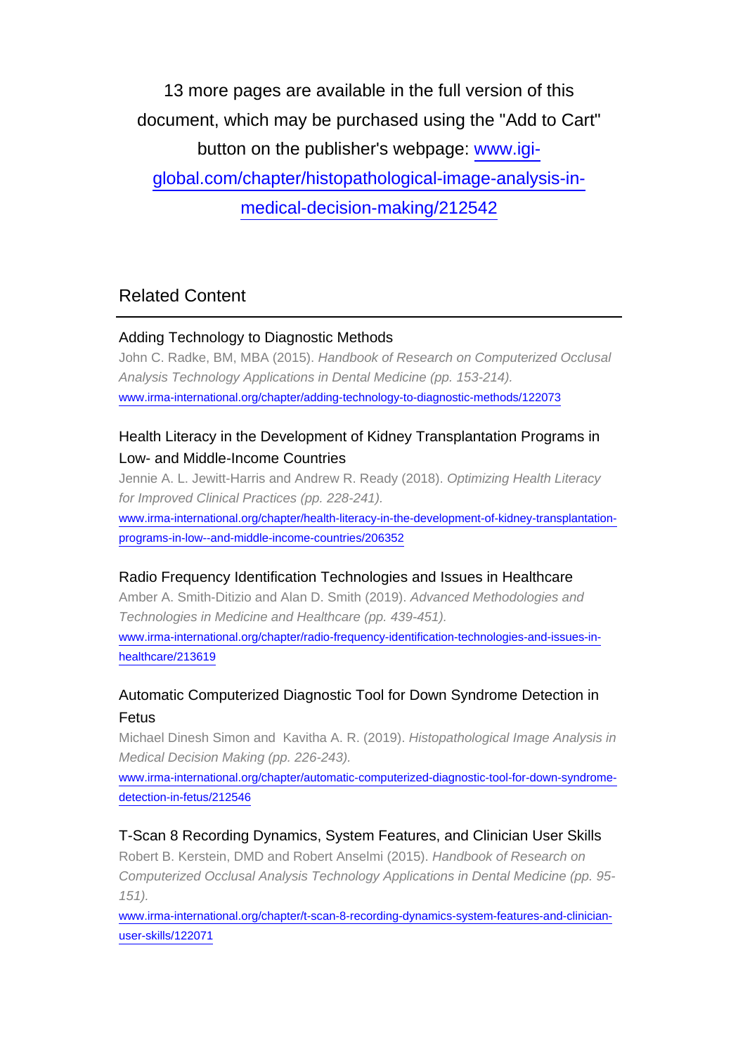13 more pages are available in the full version of this document, which may be purchased using the "Add to Cart" button on the publisher's webpage: [www.igi-global.com/chapter/histopathological-image-analysis-in-medical-decision-making/212542](www.igi-global.com/chapter/histopathological-image-analysis-in-medical-decision-making/212542)

## Related Content

### Adding Technology to Diagnostic Methods

John C. Radke, BM, MBA (2015). *Handbook of Research on Computerized Occlusal Analysis Technology Applications in Dental Medicine (pp. 153-214).*

[www.irma-international.org/chapter/adding-technology-to-diagnostic-methods/122073](www.irma-international.org/chapter/adding-technology-to-diagnostic-methods/122073)

### Health Literacy in the Development of Kidney Transplantation Programs in Low- and Middle-Income Countries

Jennie A. L. Jewitt-Harris and Andrew R. Ready (2018). *Optimizing Health Literacy for Improved Clinical Practices (pp. 228-241).*

[www.irma-international.org/chapter/health-literacy-in-the-development-of-kidney-transplantation-programs-in-low--and-middle-income-countries/206352](www.irma-international.org/chapter/health-literacy-in-the-development-of-kidney-transplantation-programs-in-low--and-middle-income-countries/206352)

### Radio Frequency Identification Technologies and Issues in Healthcare

Amber A. Smith-Ditizio and Alan D. Smith (2019). *Advanced Methodologies and Technologies in Medicine and Healthcare (pp. 439-451).*

[www.irma-international.org/chapter/radio-frequency-identification-technologies-and-issues-in-healthcare/213619](www.irma-international.org/chapter/radio-frequency-identification-technologies-and-issues-in-healthcare/213619)

### Automatic Computerized Diagnostic Tool for Down Syndrome Detection in Fetus

Michael Dinesh Simon and Kavitha A. R. (2019). *Histopathological Image Analysis in Medical Decision Making (pp. 226-243).*

[www.irma-international.org/chapter/automatic-computerized-diagnostic-tool-for-down-syndrome-detection-in-fetus/212546](www.irma-international.org/chapter/automatic-computerized-diagnostic-tool-for-down-syndrome-detection-in-fetus/212546)

### T-Scan 8 Recording Dynamics, System Features, and Clinician User Skills

Robert B. Kerstein, DMD and Robert Anselmi (2015). *Handbook of Research on Computerized Occlusal Analysis Technology Applications in Dental Medicine (pp. 95-151).*

[www.irma-international.org/chapter/t-scan-8-recording-dynamics-system-features-and-clinician-user-skills/122071](www.irma-international.org/chapter/t-scan-8-recording-dynamics-system-features-and-clinician-user-skills/122071)